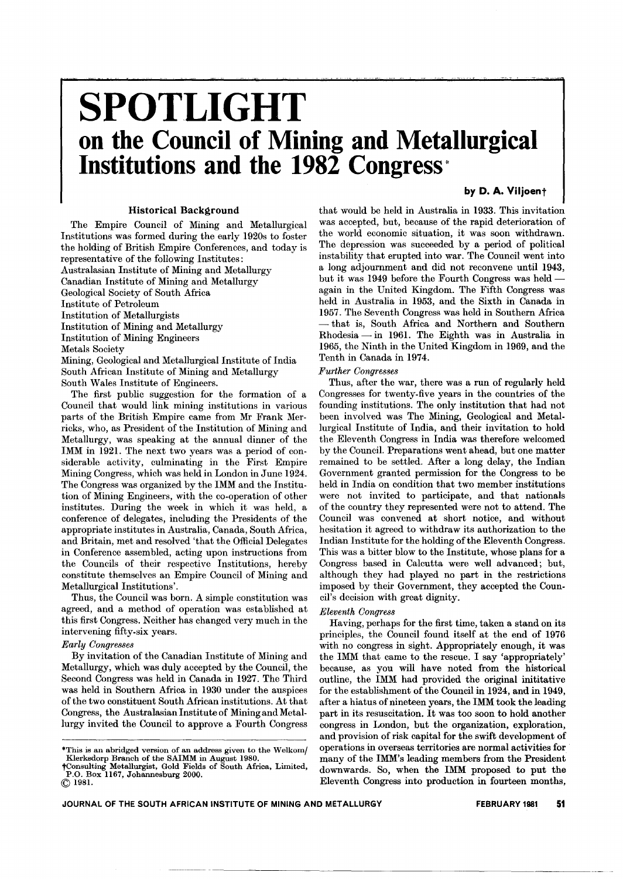# SPOTLIGHT
## on the Council of Mining and Metallurgical Institutions and the 1982 Congress*

**by D. A. Viljoen†**

### Historical Background

The Empire Council of Mining and Metallurgical Institutions was formed during the early 1920s to foster the holding of British Empire Conferences, and today is representative of the following Institutes:

Australasian Institute of Mining and Metallurgy
Canadian Institute of Mining and Metallurgy
Geological Society of South Africa
Institute of Petroleum
Institution of Metallurgists
Institution of Mining and Metallurgy
Institution of Mining Engineers
Metals Society
Mining, Geological and Metallurgical Institute of India
South African Institute of Mining and Metallurgy
South Wales Institute of Engineers.

The first public suggestion for the formation of a Council that would link mining institutions in various parts of the British Empire came from Mr Frank Merricks, who, as President of the Institution of Mining and Metallurgy, was speaking at the annual dinner of the IMM in 1921. The next two years was a period of considerable activity, culminating in the First Empire Mining Congress, which was held in London in June 1924. The Congress was organized by the IMM and the Institution of Mining Engineers, with the co-operation of other institutes. During the week in which it was held, a conference of delegates, including the Presidents of the appropriate institutes in Australia, Canada, South Africa, and Britain, met and resolved 'that the Official Delegates in Conference assembled, acting upon instructions from the Councils of their respective Institutions, hereby constitute themselves an Empire Council of Mining and Metallurgical Institutions'.

Thus, the Council was born. A simple constitution was agreed, and a method of operation was established at this first Congress. Neither has changed very much in the intervening fifty-six years.

*Early Congresses*

By invitation of the Canadian Institute of Mining and Metallurgy, which was duly accepted by the Council, the Second Congress was held in Canada in 1927. The Third was held in Southern Africa in 1930 under the auspices of the two constituent South African institutions. At that Congress, the Australasian Institute of Mining and Metallurgy invited the Council to approve a Fourth Congress that would be held in Australia in 1933. This invitation was accepted, but, because of the rapid deterioration of the world economic situation, it was soon withdrawn. The depression was succeeded by a period of political instability that erupted into war. The Council went into a long adjournment and did not reconvene until 1943, but it was 1949 before the Fourth Congress was held — again in the United Kingdom. The Fifth Congress was held in Australia in 1953, and the Sixth in Canada in 1957. The Seventh Congress was held in Southern Africa — that is, South Africa and Northern and Southern Rhodesia — in 1961. The Eighth was in Australia in 1965, the Ninth in the United Kingdom in 1969, and the Tenth in Canada in 1974.

*Further Congresses*

Thus, after the war, there was a run of regularly held Congresses for twenty-five years in the countries of the founding institutions. The only institution that had not been involved was The Mining, Geological and Metallurgical Institute of India, and their invitation to hold the Eleventh Congress in India was therefore welcomed by the Council. Preparations went ahead, but one matter remained to be settled. After a long delay, the Indian Government granted permission for the Congress to be held in India on condition that two member institutions were not invited to participate, and that nationals of the country they represented were not to attend. The Council was convened at short notice, and without hesitation it agreed to withdraw its authorization to the Indian Institute for the holding of the Eleventh Congress. This was a bitter blow to the Institute, whose plans for a Congress based in Calcutta were well advanced; but, although they had played no part in the restrictions imposed by their Government, they accepted the Council's decision with great dignity.

*Eleventh Congress*

Having, perhaps for the first time, taken a stand on its principles, the Council found itself at the end of 1976 with no congress in sight. Appropriately enough, it was the IMM that came to the rescue. I say 'appropriately' because, as you will have noted from the historical outline, the IMM had provided the original inititative for the establishment of the Council in 1924, and in 1949, after a hiatus of nineteen years, the IMM took the leading part in its resuscitation. It was too soon to hold another congress in London, but the organization, exploration, and provision of risk capital for the swift development of operations in overseas territories are normal activities for many of the IMM's leading members from the President downwards. So, when the IMM proposed to put the Eleventh Congress into production in fourteen months,

---

*This is an abridged version of an address given to the Welkom/Klerksdorp Branch of the SAIMM in August 1980.
†Consulting Metallurgist, Gold Fields of South Africa, Limited, P.O. Box 1167, Johannesburg 2000.
© 1981.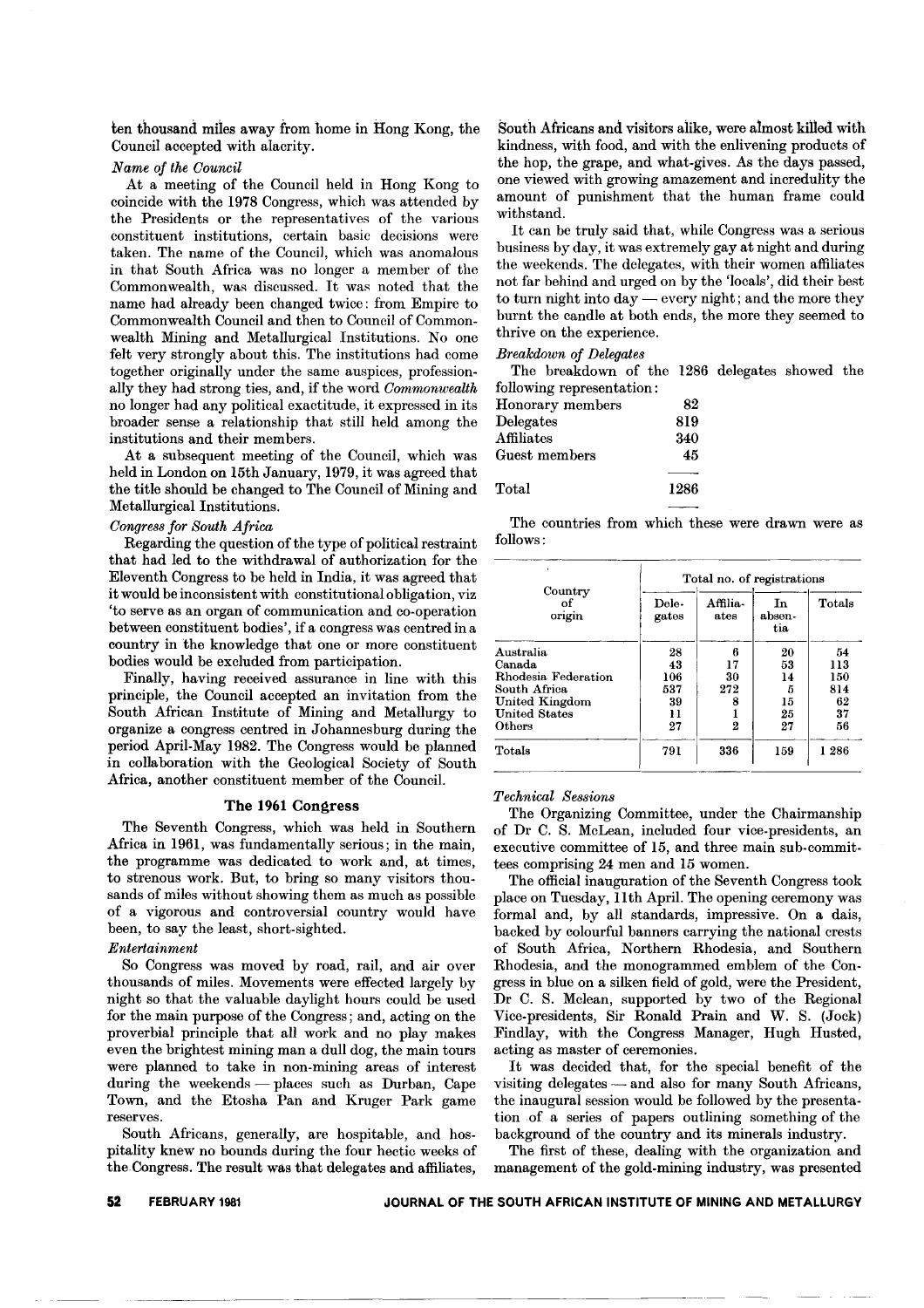ten thousand miles away from home in Hong Kong, the Council accepted with alacrity.

*Name of the Council*

At a meeting of the Council held in Hong Kong to coincide with the 1978 Congress, which was attended by the Presidents or the representatives of the various constituent institutions, certain basic decisions were taken. The name of the Council, which was anomalous in that South Africa was no longer a member of the Commonwealth, was discussed. It was noted that the name had already been changed twice: from Empire to Commonwealth Council and then to Council of Commonwealth Mining and Metallurgical Institutions. No one felt very strongly about this. The institutions had come together originally under the same auspices, professionally they had strong ties, and, if the word *Commonwealth* no longer had any political exactitude, it expressed in its broader sense a relationship that still held among the institutions and their members.

At a subsequent meeting of the Council, which was held in London on 15th January, 1979, it was agreed that the title should be changed to The Council of Mining and Metallurgical Institutions.

*Congress for South Africa*

Regarding the question of the type of political restraint that had led to the withdrawal of authorization for the Eleventh Congress to be held in India, it was agreed that it would be inconsistent with constitutional obligation, viz 'to serve as an organ of communication and co-operation between constituent bodies', if a congress was centred in a country in the knowledge that one or more constituent bodies would be excluded from participation.

Finally, having received assurance in line with this principle, the Council accepted an invitation from the South African Institute of Mining and Metallurgy to organize a congress centred in Johannesburg during the period April-May 1982. The Congress would be planned in collaboration with the Geological Society of South Africa, another constituent member of the Council.

## The 1961 Congress

The Seventh Congress, which was held in Southern Africa in 1961, was fundamentally serious; in the main, the programme was dedicated to work and, at times, to strenous work. But, to bring so many visitors thousands of miles without showing them as much as possible of a vigorous and controversial country would have been, to say the least, short-sighted.

*Entertainment*

So Congress was moved by road, rail, and air over thousands of miles. Movements were effected largely by night so that the valuable daylight hours could be used for the main purpose of the Congress; and, acting on the proverbial principle that all work and no play makes even the brightest mining man a dull dog, the main tours were planned to take in non-mining areas of interest during the weekends — places such as Durban, Cape Town, and the Etosha Pan and Kruger Park game reserves.

South Africans, generally, are hospitable, and hospitality knew no bounds during the four hectic weeks of the Congress. The result was that delegates and affiliates, South Africans and visitors alike, were almost killed with kindness, with food, and with the enlivening products of the hop, the grape, and what-gives. As the days passed, one viewed with growing amazement and incredulity the amount of punishment that the human frame could withstand.

It can be truly said that, while Congress was a serious business by day, it was extremely gay at night and during the weekends. The delegates, with their women affiliates not far behind and urged on by the 'locals', did their best to turn night into day — every night; and the more they burnt the candle at both ends, the more they seemed to thrive on the experience.

*Breakdown of Delegates*

The breakdown of the 1286 delegates showed the following representation:

| | |
|---|---|
| Honorary members | 82 |
| Delegates | 819 |
| Affiliates | 340 |
| Guest members | 45 |
| Total | 1286 |

The countries from which these were drawn were as follows:

| Country of origin | Total no. of registrations | | | |
|---|---|---|---|---|
| | Delegates | Affiliates | In absentia | Totals |
| Australia | 28 | 6 | 20 | 54 |
| Canada | 43 | 17 | 53 | 113 |
| Rhodesia Federation | 106 | 30 | 14 | 150 |
| South Africa | 537 | 272 | 5 | 814 |
| United Kingdom | 39 | 8 | 15 | 62 |
| United States | 11 | 1 | 25 | 37 |
| Others | 27 | 2 | 27 | 56 |
| Totals | 791 | 336 | 159 | 1 286 |

*Technical Sessions*

The Organizing Committee, under the Chairmanship of Dr C. S. McLean, included four vice-presidents, an executive committee of 15, and three main sub-committees comprising 24 men and 15 women.

The official inauguration of the Seventh Congress took place on Tuesday, 11th April. The opening ceremony was formal and, by all standards, impressive. On a dais, backed by colourful banners carrying the national crests of South Africa, Northern Rhodesia, and Southern Rhodesia, and the monogrammed emblem of the Congress in blue on a silken field of gold, were the President, Dr C. S. Mclean, supported by two of the Regional Vice-presidents, Sir Ronald Prain and W. S. (Jock) Findlay, with the Congress Manager, Hugh Husted, acting as master of ceremonies.

It was decided that, for the special benefit of the visiting delegates — and also for many South Africans, the inaugural session would be followed by the presentation of a series of papers outlining something of the background of the country and its minerals industry.

The first of these, dealing with the organization and management of the gold-mining industry, was presented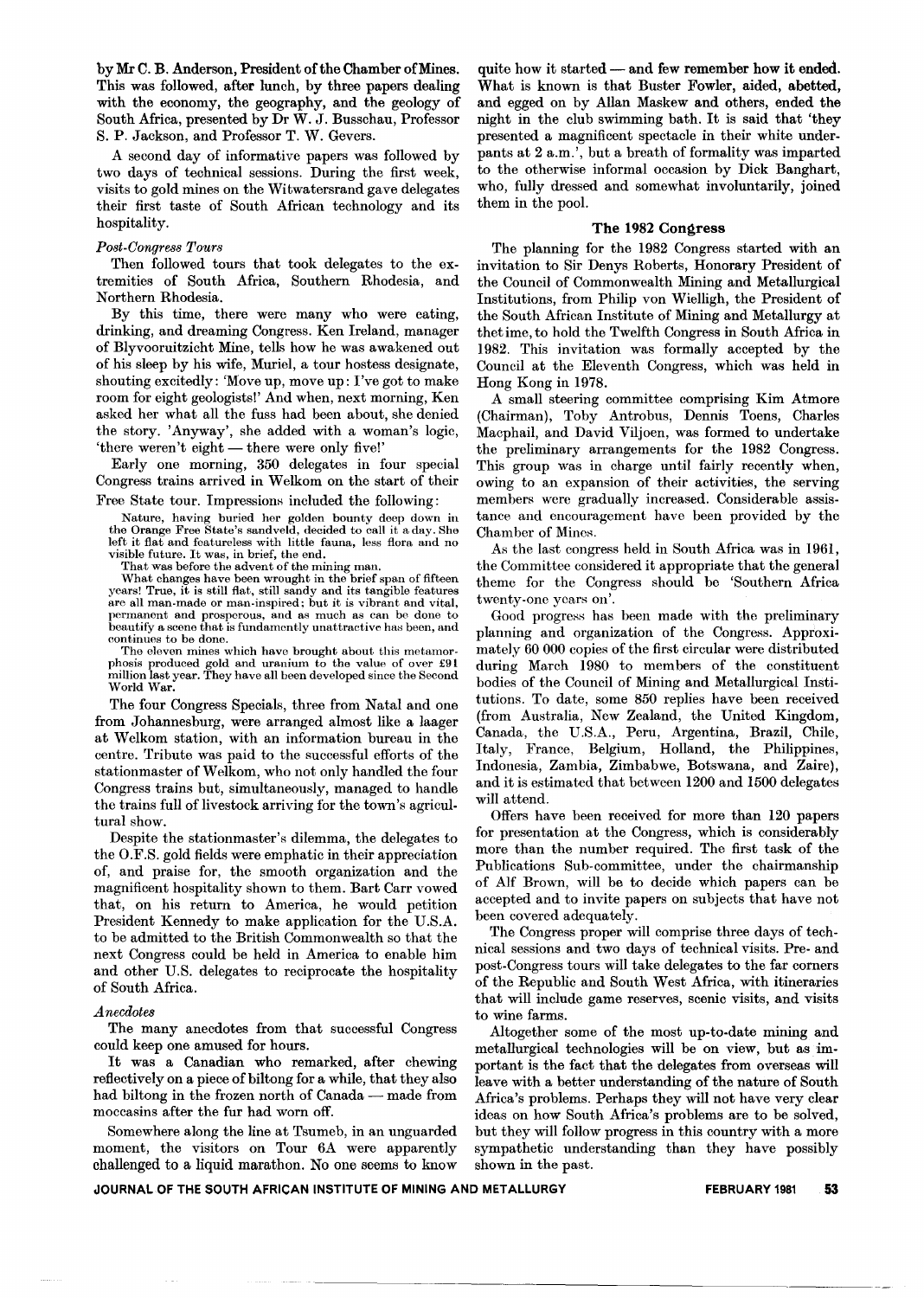by Mr C. B. Anderson, President of the Chamber of Mines. This was followed, after lunch, by three papers dealing with the economy, the geography, and the geology of South Africa, presented by Dr W. J. Busschau, Professor S. P. Jackson, and Professor T. W. Gevers.

A second day of informative papers was followed by two days of technical sessions. During the first week, visits to gold mines on the Witwatersrand gave delegates their first taste of South African technology and its hospitality.

*Post-Congress Tours*

Then followed tours that took delegates to the extremities of South Africa, Southern Rhodesia, and Northern Rhodesia.

By this time, there were many who were eating, drinking, and dreaming Congress. Ken Ireland, manager of Blyvooruitzicht Mine, tells how he was awakened out of his sleep by his wife, Muriel, a tour hostess designate, shouting excitedly: 'Move up, move up: I've got to make room for eight geologists!' And when, next morning, Ken asked her what all the fuss had been about, she denied the story. 'Anyway', she added with a woman's logic, 'there weren't eight — there were only five!'

Early one morning, 350 delegates in four special Congress trains arrived in Welkom on the start of their Free State tour. Impressions included the following:

> Nature, having buried her golden bounty deep down in the Orange Free State's sandveld, decided to call it a day. She left it flat and featureless with little fauna, less flora and no visible future. It was, in brief, the end.
>
> That was before the advent of the mining man.
>
> What changes have been wrought in the brief span of fifteen years! True, it is still flat, still sandy and its tangible features are all man-made or man-inspired; but it is vibrant and vital, permanent and prosperous, and as much as can be done to beautify a scene that is fundamentally unattractive has been, and continues to be done.
>
> The eleven mines which have brought about this metamorphosis produced gold and uranium to the value of over £91 million last year. They have all been developed since the Second World War.

The four Congress Specials, three from Natal and one from Johannesburg, were arranged almost like a laager at Welkom station, with an information bureau in the centre. Tribute was paid to the successful efforts of the stationmaster of Welkom, who not only handled the four Congress trains but, simultaneously, managed to handle the trains full of livestock arriving for the town's agricultural show.

Despite the stationmaster's dilemma, the delegates to the O.F.S. gold fields were emphatic in their appreciation of, and praise for, the smooth organization and the magnificent hospitality shown to them. Bart Carr vowed that, on his return to America, he would petition President Kennedy to make application for the U.S.A. to be admitted to the British Commonwealth so that the next Congress could be held in America to enable him and other U.S. delegates to reciprocate the hospitality of South Africa.

*Anecdotes*

The many anecdotes from that successful Congress could keep one amused for hours.

It was a Canadian who remarked, after chewing reflectively on a piece of biltong for a while, that they also had biltong in the frozen north of Canada — made from moccasins after the fur had worn off.

Somewhere along the line at Tsumeb, in an unguarded moment, the visitors on Tour 6A were apparently challenged to a liquid marathon. No one seems to know quite how it started — and few remember how it ended. What is known is that Buster Fowler, aided, abetted, and egged on by Allan Maskew and others, ended the night in the club swimming bath. It is said that 'they presented a magnificent spectacle in their white underpants at 2 a.m.', but a breath of formality was imparted to the otherwise informal occasion by Dick Banghart, who, fully dressed and somewhat involuntarily, joined them in the pool.

## The 1982 Congress

The planning for the 1982 Congress started with an invitation to Sir Denys Roberts, Honorary President of the Council of Commonwealth Mining and Metallurgical Institutions, from Philip von Wielligh, the President of the South African Institute of Mining and Metallurgy at that time, to hold the Twelfth Congress in South Africa in 1982. This invitation was formally accepted by the Council at the Eleventh Congress, which was held in Hong Kong in 1978.

A small steering committee comprising Kim Atmore (Chairman), Toby Antrobus, Dennis Toens, Charles Macphail, and David Viljoen, was formed to undertake the preliminary arrangements for the 1982 Congress. This group was in charge until fairly recently when, owing to an expansion of their activities, the serving members were gradually increased. Considerable assistance and encouragement have been provided by the Chamber of Mines.

As the last congress held in South Africa was in 1961, the Committee considered it appropriate that the general theme for the Congress should be 'Southern Africa twenty-one years on'.

Good progress has been made with the preliminary planning and organization of the Congress. Approximately 60 000 copies of the first circular were distributed during March 1980 to members of the constituent bodies of the Council of Mining and Metallurgical Institutions. To date, some 850 replies have been received (from Australia, New Zealand, the United Kingdom, Canada, the U.S.A., Peru, Argentina, Brazil, Chile, Italy, France, Belgium, Holland, the Philippines, Indonesia, Zambia, Zimbabwe, Botswana, and Zaire), and it is estimated that between 1200 and 1500 delegates will attend.

Offers have been received for more than 120 papers for presentation at the Congress, which is considerably more than the number required. The first task of the Publications Sub-committee, under the chairmanship of Alf Brown, will be to decide which papers can be accepted and to invite papers on subjects that have not been covered adequately.

The Congress proper will comprise three days of technical sessions and two days of technical visits. Pre- and post-Congress tours will take delegates to the far corners of the Republic and South West Africa, with itineraries that will include game reserves, scenic visits, and visits to wine farms.

Altogether some of the most up-to-date mining and metallurgical technologies will be on view, but as important is the fact that the delegates from overseas will leave with a better understanding of the nature of South Africa's problems. Perhaps they will not have very clear ideas on how South Africa's problems are to be solved, but they will follow progress in this country with a more sympathetic understanding than they have possibly shown in the past.